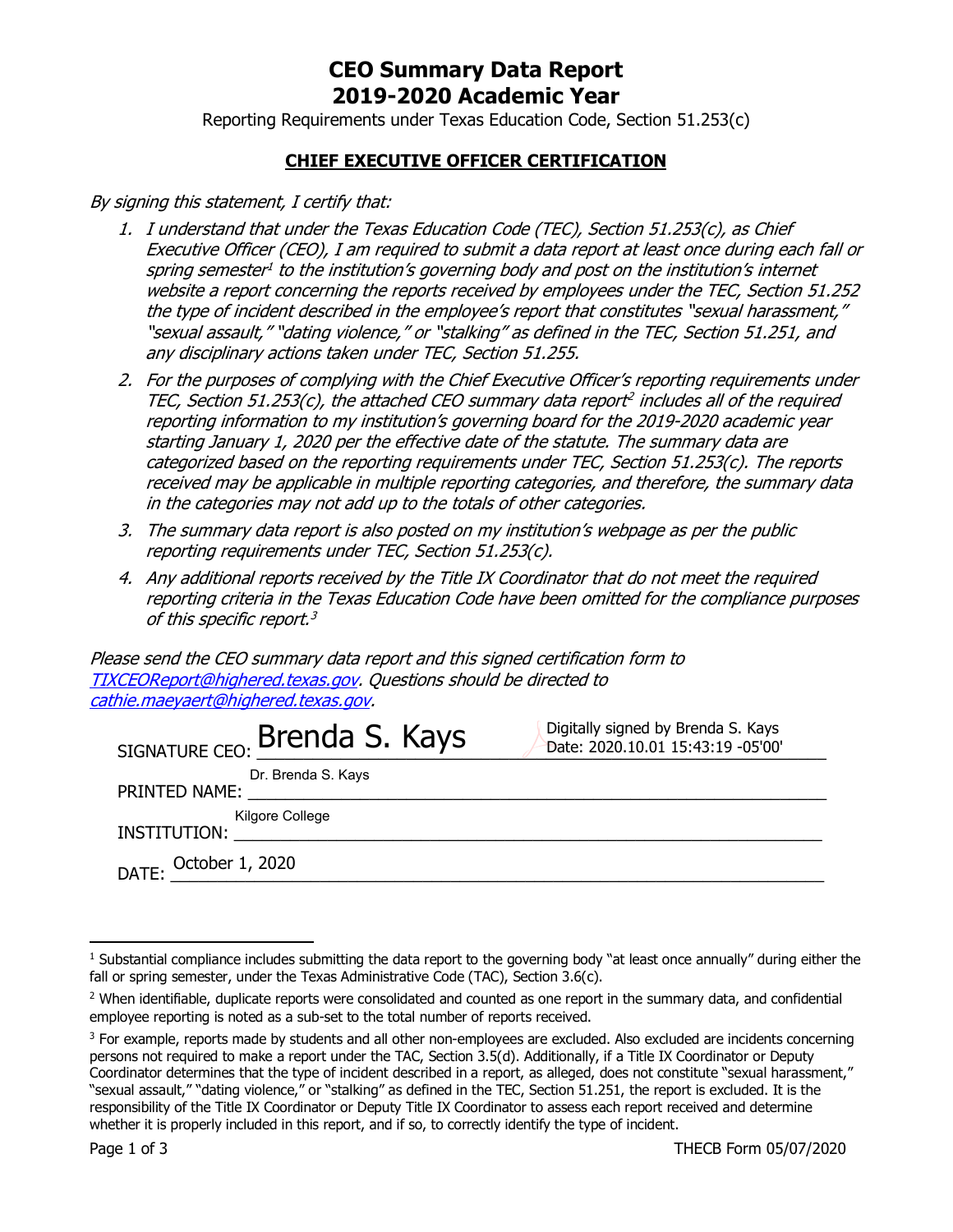# CEO Summary Data Report
# 2019-2020 Academic Year

Reporting Requirements under Texas Education Code, Section 51.253(c)

## **CHIEF EXECUTIVE OFFICER CERTIFICATION**

*By signing this statement, I certify that:*

1. *I understand that under the Texas Education Code (TEC), Section 51.253(c), as Chief Executive Officer (CEO), I am required to submit a data report at least once during each fall or spring semester[1] to the institution's governing body and post on the institution's internet website a report concerning the reports received by employees under the TEC, Section 51.252 the type of incident described in the employee's report that constitutes "sexual harassment," "sexual assault," "dating violence," or "stalking" as defined in the TEC, Section 51.251, and any disciplinary actions taken under TEC, Section 51.255.*
2. *For the purposes of complying with the Chief Executive Officer's reporting requirements under TEC, Section 51.253(c), the attached CEO summary data report[2] includes all of the required reporting information to my institution's governing board for the 2019-2020 academic year starting January 1, 2020 per the effective date of the statute. The summary data are categorized based on the reporting requirements under TEC, Section 51.253(c). The reports received may be applicable in multiple reporting categories, and therefore, the summary data in the categories may not add up to the totals of other categories.*
3. *The summary data report is also posted on my institution's webpage as per the public reporting requirements under TEC, Section 51.253(c).*
4. *Any additional reports received by the Title IX Coordinator that do not meet the required reporting criteria in the Texas Education Code have been omitted for the compliance purposes of this specific report.[3]*

*Please send the CEO summary data report and this signed certification form to [TIXCEOReport@highered.texas.gov](mailto:TIXCEOReport@highered.texas.gov). Questions should be directed to [cathie.maeyaert@highered.texas.gov](mailto:cathie.maeyaert@highered.texas.gov).*

SIGNATURE CEO: Brenda S. Kays — Digitally signed by Brenda S. Kays Date: 2020.10.01 15:43:19 -05'00'

PRINTED NAME: Dr. Brenda S. Kays

INSTITUTION: Kilgore College

DATE: October 1, 2020

---

[1] Substantial compliance includes submitting the data report to the governing body "at least once annually" during either the fall or spring semester, under the Texas Administrative Code (TAC), Section 3.6(c).

[2] When identifiable, duplicate reports were consolidated and counted as one report in the summary data, and confidential employee reporting is noted as a sub-set to the total number of reports received.

[3] For example, reports made by students and all other non-employees are excluded. Also excluded are incidents concerning persons not required to make a report under the TAC, Section 3.5(d). Additionally, if a Title IX Coordinator or Deputy Coordinator determines that the type of incident described in a report, as alleged, does not constitute "sexual harassment," "sexual assault," "dating violence," or "stalking" as defined in the TEC, Section 51.251, the report is excluded. It is the responsibility of the Title IX Coordinator or Deputy Title IX Coordinator to assess each report received and determine whether it is properly included in this report, and if so, to correctly identify the type of incident.

THECB Form 05/07/2020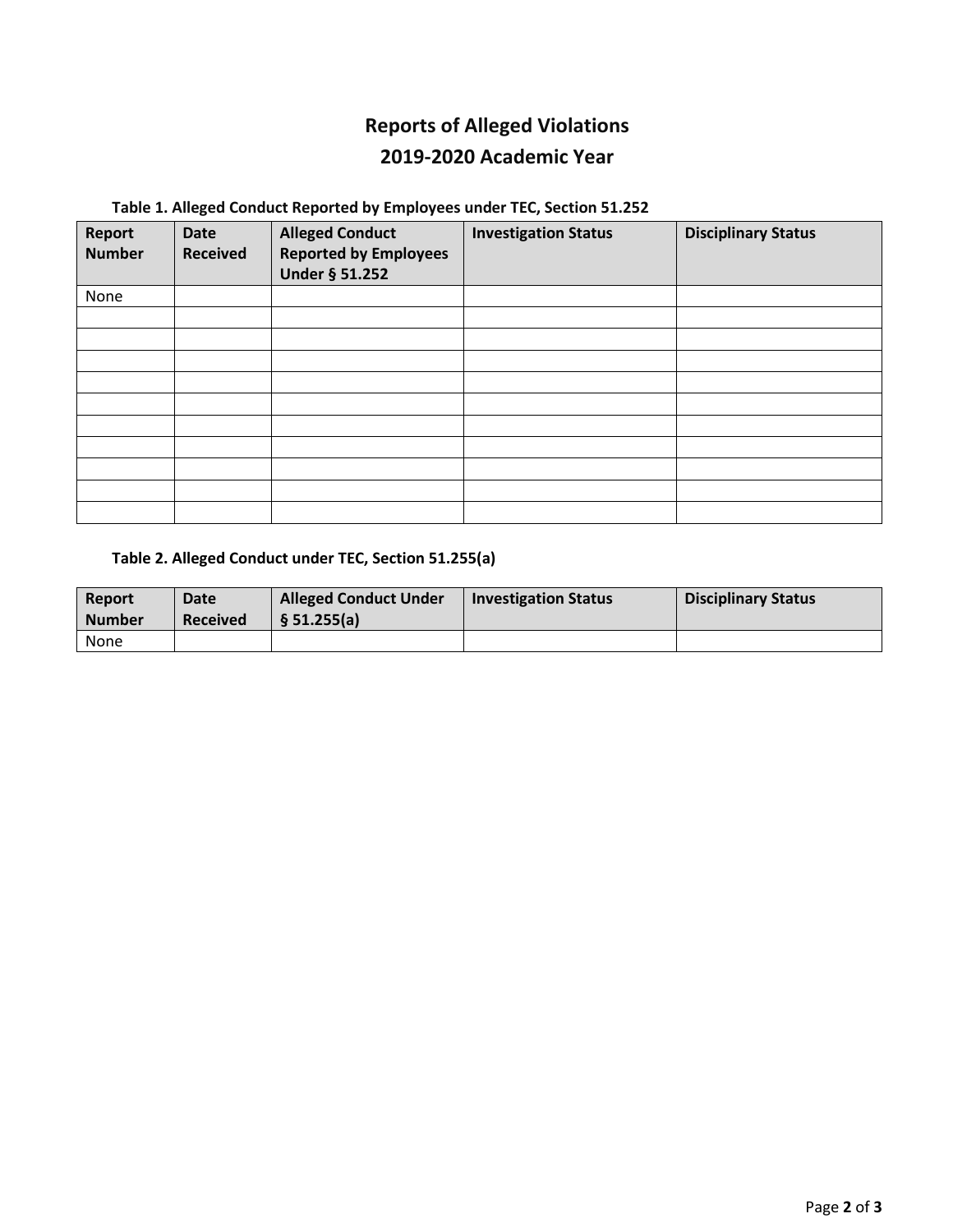# Reports of Alleged Violations

## 2019-2020 Academic Year

**Table 1. Alleged Conduct Reported by Employees under TEC, Section 51.252**

| Report Number | Date Received | Alleged Conduct Reported by Employees Under § 51.252 | Investigation Status | Disciplinary Status |
|---|---|---|---|---|
| None | | | | |
| | | | | |
| | | | | |
| | | | | |
| | | | | |
| | | | | |
| | | | | |
| | | | | |
| | | | | |
| | | | | |
| | | | | |

**Table 2. Alleged Conduct under TEC, Section 51.255(a)**

| Report Number | Date Received | Alleged Conduct Under § 51.255(a) | Investigation Status | Disciplinary Status |
|---|---|---|---|---|
| None | | | | |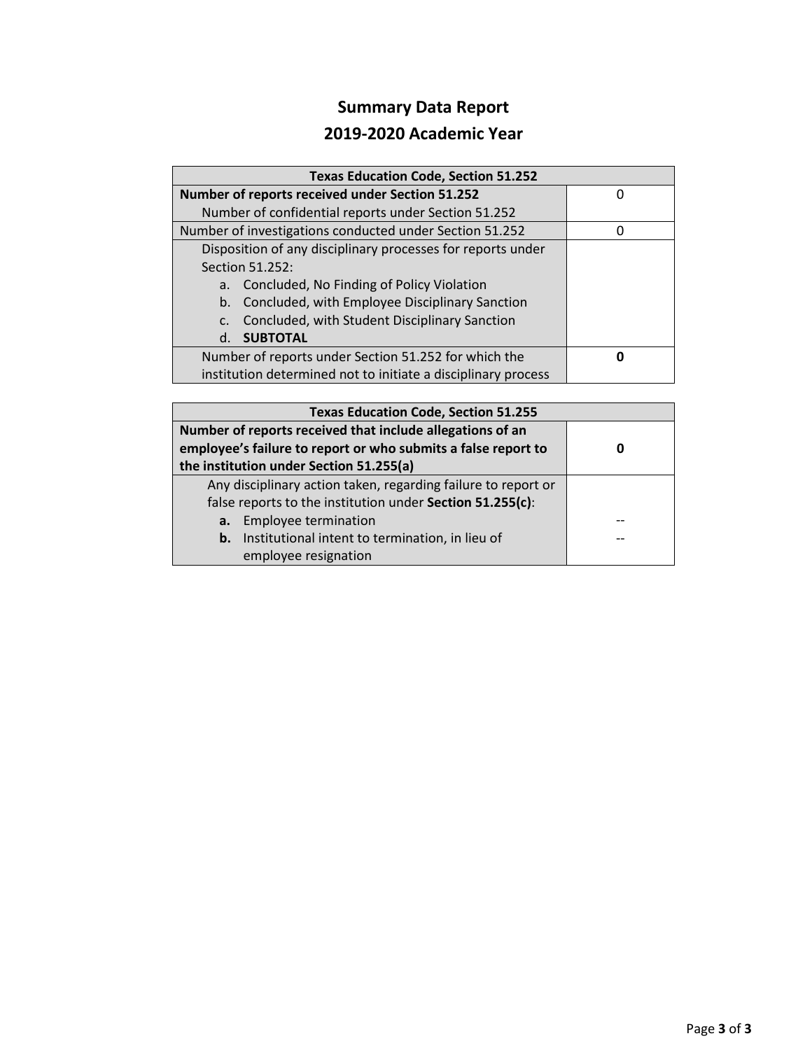# Summary Data Report

## 2019-2020 Academic Year

| **Texas Education Code, Section 51.252** | |
|---|---|
| **Number of reports received under Section 51.252**<br>Number of confidential reports under Section 51.252 | 0 |
| Number of investigations conducted under Section 51.252 | 0 |
| Disposition of any disciplinary processes for reports under Section 51.252:<br>a. Concluded, No Finding of Policy Violation<br>b. Concluded, with Employee Disciplinary Sanction<br>c. Concluded, with Student Disciplinary Sanction<br>d. **SUBTOTAL** | |
| Number of reports under Section 51.252 for which the institution determined not to initiate a disciplinary process | **0** |

| **Texas Education Code, Section 51.255** | |
|---|---|
| **Number of reports received that include allegations of an employee's failure to report or who submits a false report to the institution under Section 51.255(a)** | **0** |
| Any disciplinary action taken, regarding failure to report or false reports to the institution under **Section 51.255(c)**:<br>**a.** Employee termination<br>**b.** Institutional intent to termination, in lieu of employee resignation | <br><br>--<br>-- |